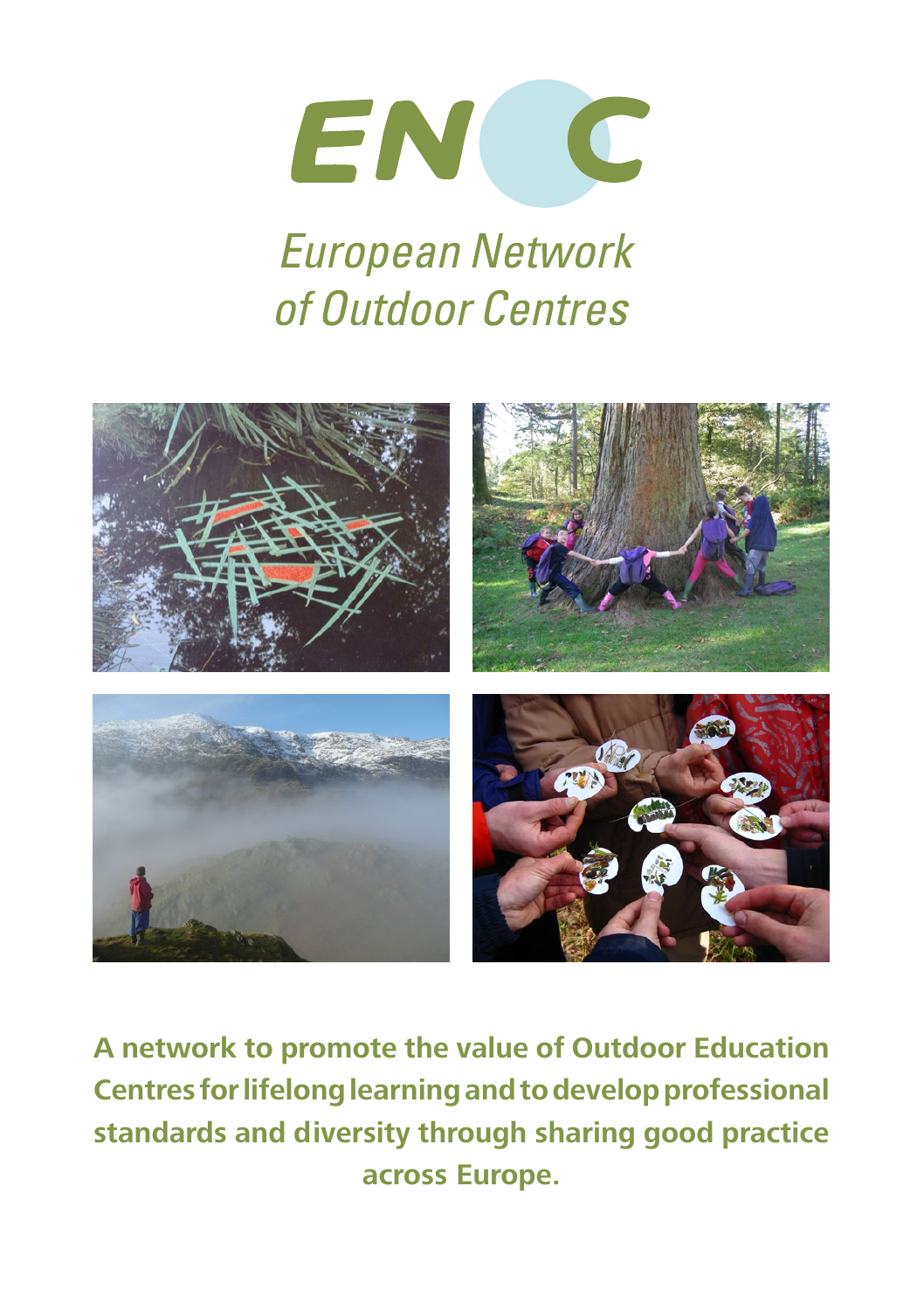# ENOC

## European Network of Outdoor Centres

**A network to promote the value of Outdoor Education Centres for lifelong learning and to develop professional standards and diversity through sharing good practice across Europe.**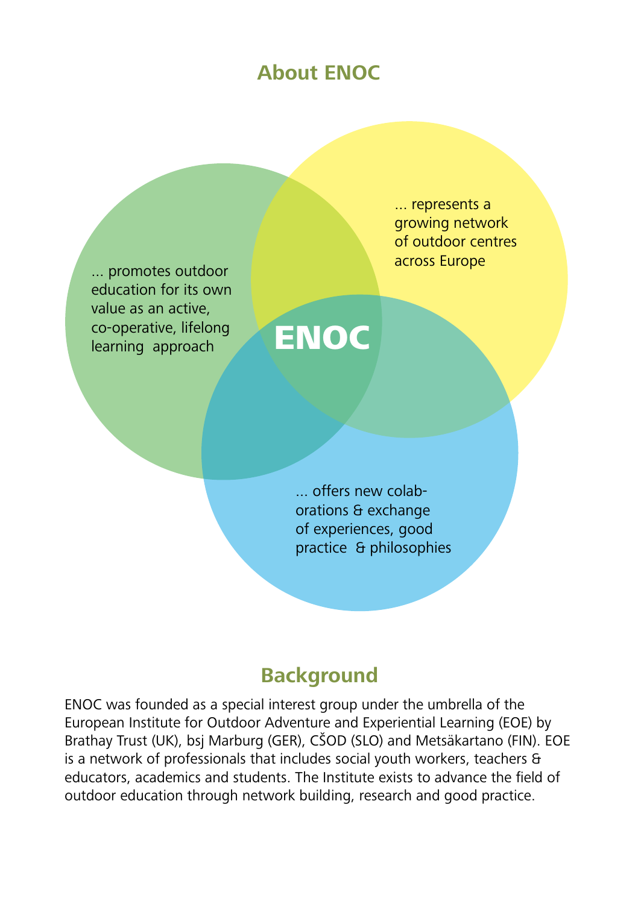## About ENOC

**ENOC**

... promotes outdoor education for its own value as an active, co-operative, lifelong learning approach

... represents a growing network of outdoor centres across Europe

... offers new colab-orations & exchange of experiences, good practice & philosophies

## Background

ENOC was founded as a special interest group under the umbrella of the European Institute for Outdoor Adventure and Experiential Learning (EOE) by Brathay Trust (UK), bsj Marburg (GER), CŠOD (SLO) and Metsäkartano (FIN). EOE is a network of professionals that includes social youth workers, teachers & educators, academics and students. The Institute exists to advance the field of outdoor education through network building, research and good practice.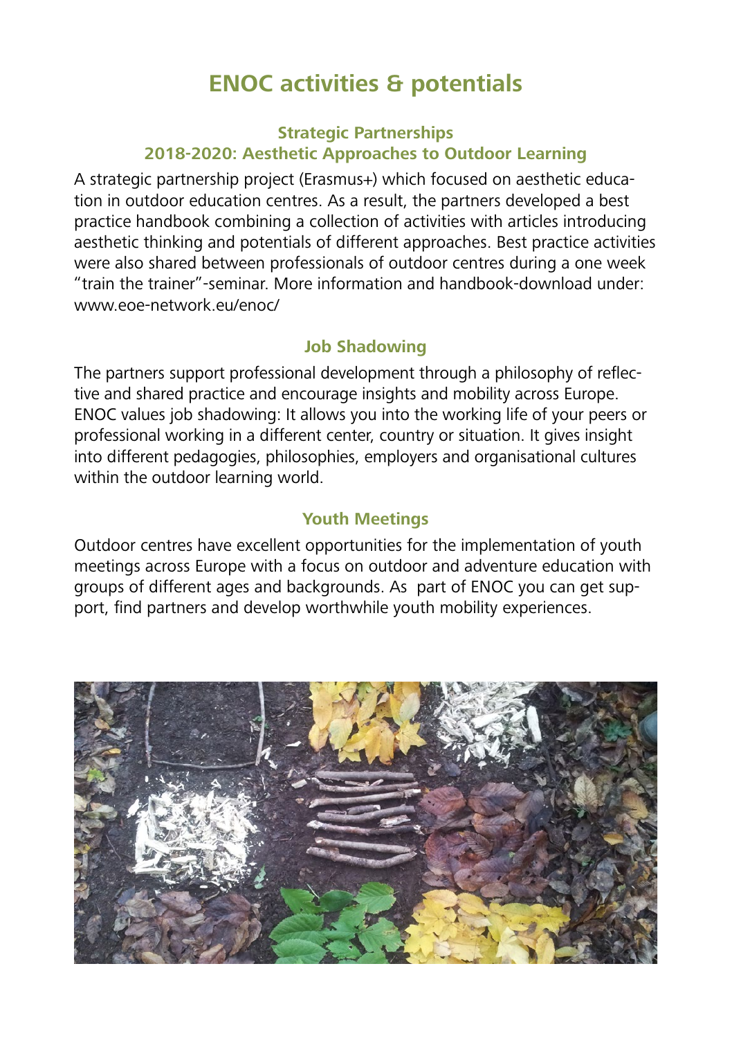# ENOC activities & potentials

## Strategic Partnerships

### 2018-2020: Aesthetic Approaches to Outdoor Learning

A strategic partnership project (Erasmus+) which focused on aesthetic education in outdoor education centres. As a result, the partners developed a best practice handbook combining a collection of activities with articles introducing aesthetic thinking and potentials of different approaches. Best practice activities were also shared between professionals of outdoor centres during a one week "train the trainer"-seminar. More information and handbook-download under: www.eoe-network.eu/enoc/

### Job Shadowing

The partners support professional development through a philosophy of reflective and shared practice and encourage insights and mobility across Europe. ENOC values job shadowing: It allows you into the working life of your peers or professional working in a different center, country or situation. It gives insight into different pedagogies, philosophies, employers and organisational cultures within the outdoor learning world.

### Youth Meetings

Outdoor centres have excellent opportunities for the implementation of youth meetings across Europe with a focus on outdoor and adventure education with groups of different ages and backgrounds. As part of ENOC you can get support, find partners and develop worthwhile youth mobility experiences.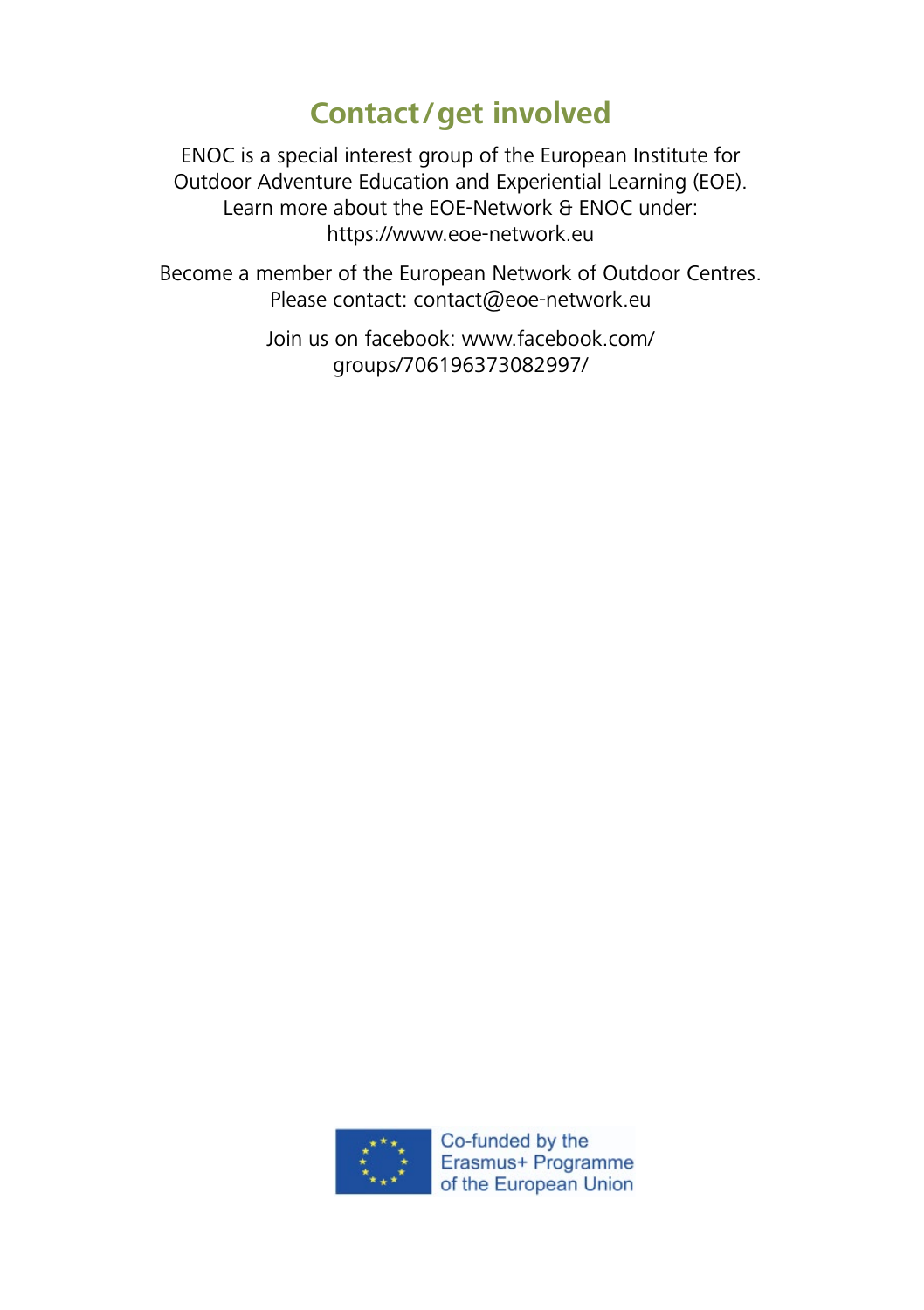## Contact / get involved

ENOC is a special interest group of the European Institute for Outdoor Adventure Education and Experiential Learning (EOE). Learn more about the EOE-Network & ENOC under: https://www.eoe-network.eu

Become a member of the European Network of Outdoor Centres. Please contact: contact@eoe-network.eu

Join us on facebook: www.facebook.com/groups/706196373082997/

Co-funded by the Erasmus+ Programme of the European Union